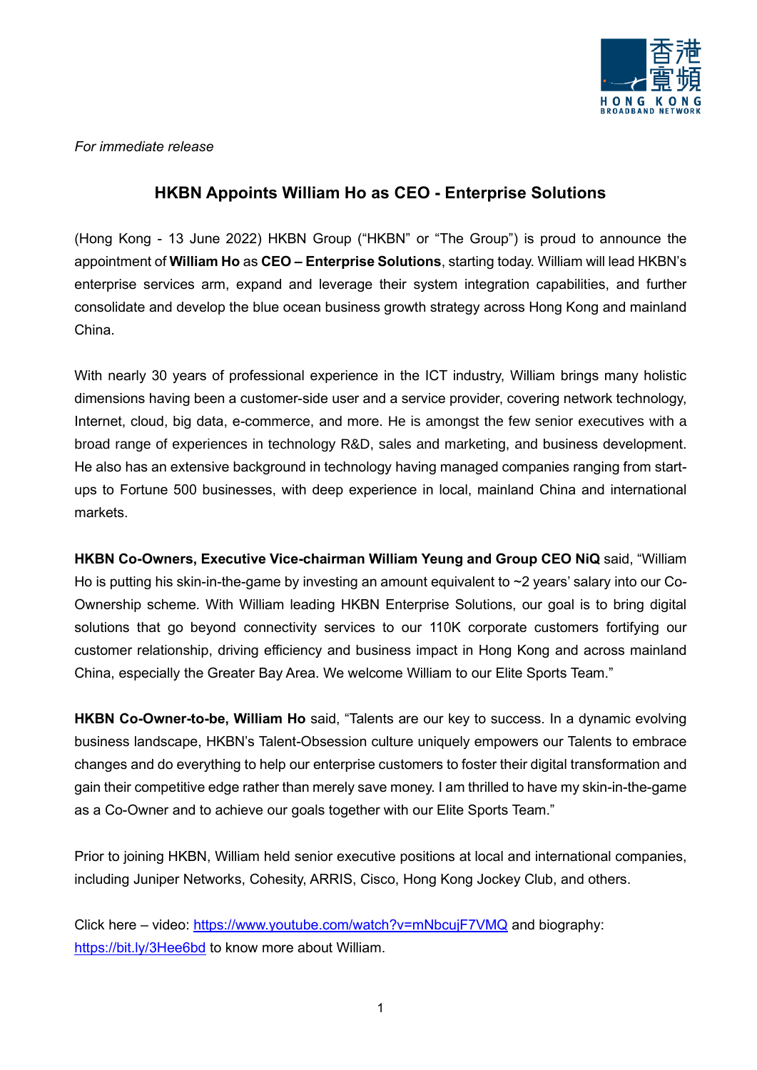*For immediate release*

# HKBN Appoints William Ho as CEO - Enterprise Solutions

(Hong Kong - 13 June 2022) HKBN Group ("HKBN" or "The Group") is proud to announce the appointment of **William Ho** as **CEO – Enterprise Solutions**, starting today. William will lead HKBN's enterprise services arm, expand and leverage their system integration capabilities, and further consolidate and develop the blue ocean business growth strategy across Hong Kong and mainland China.

With nearly 30 years of professional experience in the ICT industry, William brings many holistic dimensions having been a customer-side user and a service provider, covering network technology, Internet, cloud, big data, e-commerce, and more. He is amongst the few senior executives with a broad range of experiences in technology R&D, sales and marketing, and business development. He also has an extensive background in technology having managed companies ranging from start-ups to Fortune 500 businesses, with deep experience in local, mainland China and international markets.

**HKBN Co-Owners, Executive Vice-chairman William Yeung and Group CEO NiQ** said, "William Ho is putting his skin-in-the-game by investing an amount equivalent to ~2 years' salary into our Co-Ownership scheme. With William leading HKBN Enterprise Solutions, our goal is to bring digital solutions that go beyond connectivity services to our 110K corporate customers fortifying our customer relationship, driving efficiency and business impact in Hong Kong and across mainland China, especially the Greater Bay Area. We welcome William to our Elite Sports Team."

**HKBN Co-Owner-to-be, William Ho** said, "Talents are our key to success. In a dynamic evolving business landscape, HKBN's Talent-Obsession culture uniquely empowers our Talents to embrace changes and do everything to help our enterprise customers to foster their digital transformation and gain their competitive edge rather than merely save money. I am thrilled to have my skin-in-the-game as a Co-Owner and to achieve our goals together with our Elite Sports Team."

Prior to joining HKBN, William held senior executive positions at local and international companies, including Juniper Networks, Cohesity, ARRIS, Cisco, Hong Kong Jockey Club, and others.

Click here – video: https://www.youtube.com/watch?v=mNbcujF7VMQ and biography: https://bit.ly/3Hee6bd to know more about William.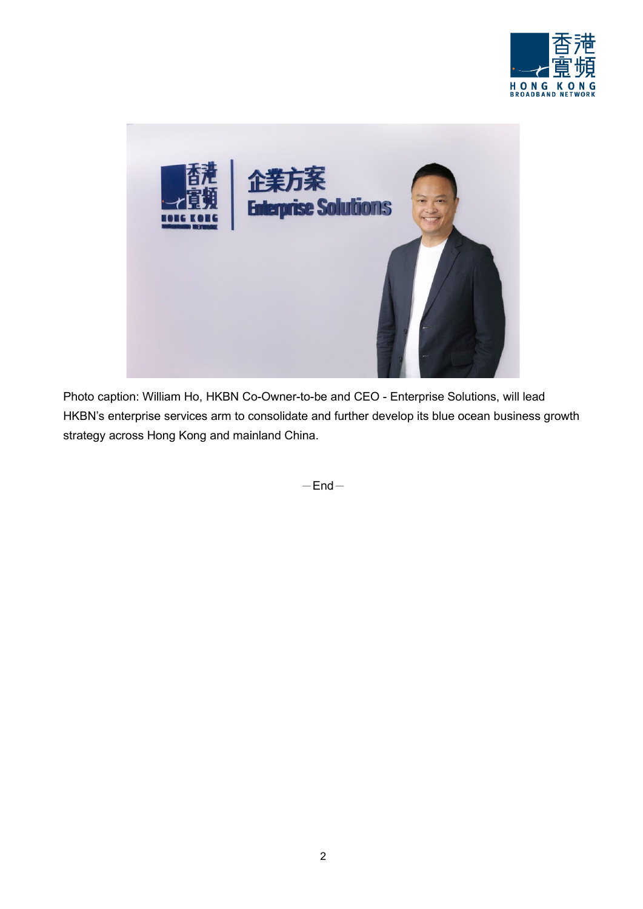Photo caption: William Ho, HKBN Co-Owner-to-be and CEO - Enterprise Solutions, will lead HKBN's enterprise services arm to consolidate and further develop its blue ocean business growth strategy across Hong Kong and mainland China.

—End—